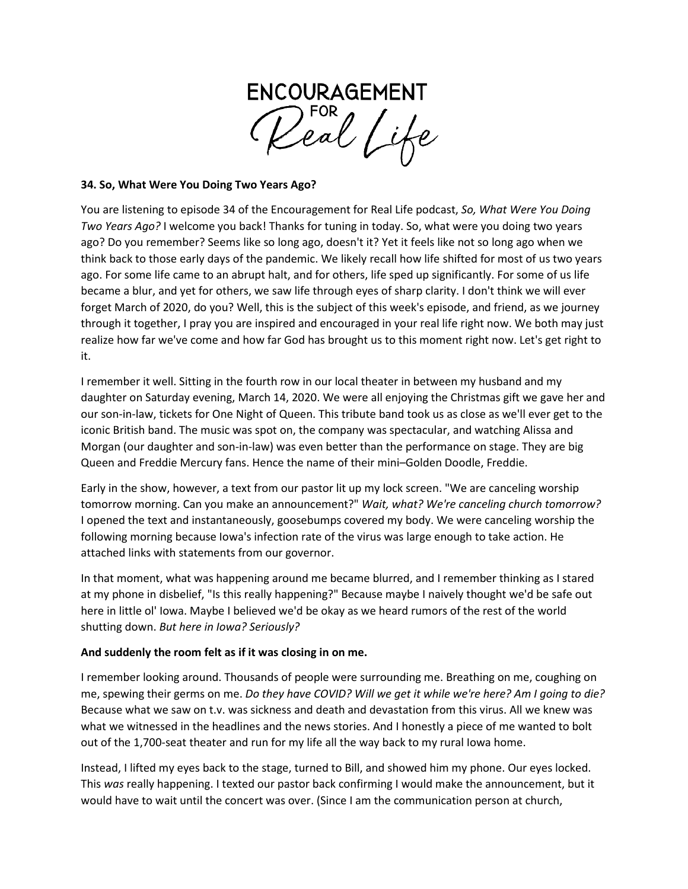# ENCOURAGEMENT FOR Real Life

**34. So, What Were You Doing Two Years Ago?**

You are listening to episode 34 of the Encouragement for Real Life podcast, *So, What Were You Doing Two Years Ago?* I welcome you back! Thanks for tuning in today. So, what were you doing two years ago? Do you remember? Seems like so long ago, doesn't it? Yet it feels like not so long ago when we think back to those early days of the pandemic. We likely recall how life shifted for most of us two years ago. For some life came to an abrupt halt, and for others, life sped up significantly. For some of us life became a blur, and yet for others, we saw life through eyes of sharp clarity. I don't think we will ever forget March of 2020, do you? Well, this is the subject of this week's episode, and friend, as we journey through it together, I pray you are inspired and encouraged in your real life right now. We both may just realize how far we've come and how far God has brought us to this moment right now. Let's get right to it.

I remember it well. Sitting in the fourth row in our local theater in between my husband and my daughter on Saturday evening, March 14, 2020. We were all enjoying the Christmas gift we gave her and our son-in-law, tickets for One Night of Queen. This tribute band took us as close as we'll ever get to the iconic British band. The music was spot on, the company was spectacular, and watching Alissa and Morgan (our daughter and son-in-law) was even better than the performance on stage. They are big Queen and Freddie Mercury fans. Hence the name of their mini–Golden Doodle, Freddie.

Early in the show, however, a text from our pastor lit up my lock screen. "We are canceling worship tomorrow morning. Can you make an announcement?" *Wait, what? We're canceling church tomorrow?* I opened the text and instantaneously, goosebumps covered my body. We were canceling worship the following morning because Iowa's infection rate of the virus was large enough to take action. He attached links with statements from our governor.

In that moment, what was happening around me became blurred, and I remember thinking as I stared at my phone in disbelief, "Is this really happening?" Because maybe I naively thought we'd be safe out here in little ol' Iowa. Maybe I believed we'd be okay as we heard rumors of the rest of the world shutting down. *But here in Iowa? Seriously?*

**And suddenly the room felt as if it was closing in on me.**

I remember looking around. Thousands of people were surrounding me. Breathing on me, coughing on me, spewing their germs on me. *Do they have COVID? Will we get it while we're here? Am I going to die?* Because what we saw on t.v. was sickness and death and devastation from this virus. All we knew was what we witnessed in the headlines and the news stories. And I honestly a piece of me wanted to bolt out of the 1,700-seat theater and run for my life all the way back to my rural Iowa home.

Instead, I lifted my eyes back to the stage, turned to Bill, and showed him my phone. Our eyes locked. This *was* really happening. I texted our pastor back confirming I would make the announcement, but it would have to wait until the concert was over. (Since I am the communication person at church,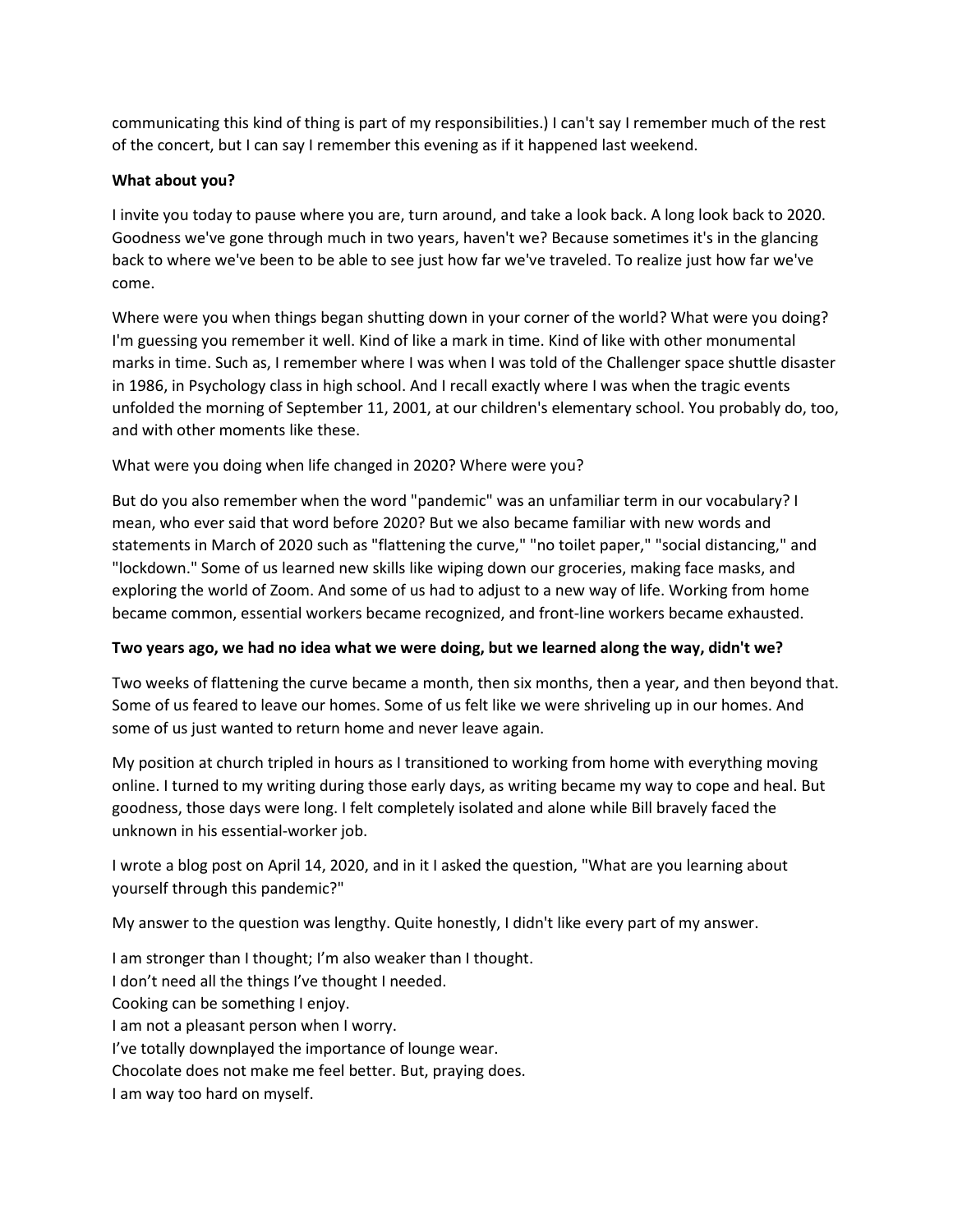communicating this kind of thing is part of my responsibilities.) I can't say I remember much of the rest of the concert, but I can say I remember this evening as if it happened last weekend.

**What about you?**

I invite you today to pause where you are, turn around, and take a look back. A long look back to 2020. Goodness we've gone through much in two years, haven't we? Because sometimes it's in the glancing back to where we've been to be able to see just how far we've traveled. To realize just how far we've come.

Where were you when things began shutting down in your corner of the world? What were you doing? I'm guessing you remember it well. Kind of like a mark in time. Kind of like with other monumental marks in time. Such as, I remember where I was when I was told of the Challenger space shuttle disaster in 1986, in Psychology class in high school. And I recall exactly where I was when the tragic events unfolded the morning of September 11, 2001, at our children's elementary school. You probably do, too, and with other moments like these.

What were you doing when life changed in 2020? Where were you?

But do you also remember when the word "pandemic" was an unfamiliar term in our vocabulary? I mean, who ever said that word before 2020? But we also became familiar with new words and statements in March of 2020 such as "flattening the curve," "no toilet paper," "social distancing," and "lockdown." Some of us learned new skills like wiping down our groceries, making face masks, and exploring the world of Zoom. And some of us had to adjust to a new way of life. Working from home became common, essential workers became recognized, and front-line workers became exhausted.

**Two years ago, we had no idea what we were doing, but we learned along the way, didn't we?**

Two weeks of flattening the curve became a month, then six months, then a year, and then beyond that. Some of us feared to leave our homes. Some of us felt like we were shriveling up in our homes. And some of us just wanted to return home and never leave again.

My position at church tripled in hours as I transitioned to working from home with everything moving online. I turned to my writing during those early days, as writing became my way to cope and heal. But goodness, those days were long. I felt completely isolated and alone while Bill bravely faced the unknown in his essential-worker job.

I wrote a blog post on April 14, 2020, and in it I asked the question, "What are you learning about yourself through this pandemic?"

My answer to the question was lengthy. Quite honestly, I didn't like every part of my answer.

I am stronger than I thought; I'm also weaker than I thought.
I don't need all the things I've thought I needed.
Cooking can be something I enjoy.
I am not a pleasant person when I worry.
I've totally downplayed the importance of lounge wear.
Chocolate does not make me feel better. But, praying does.
I am way too hard on myself.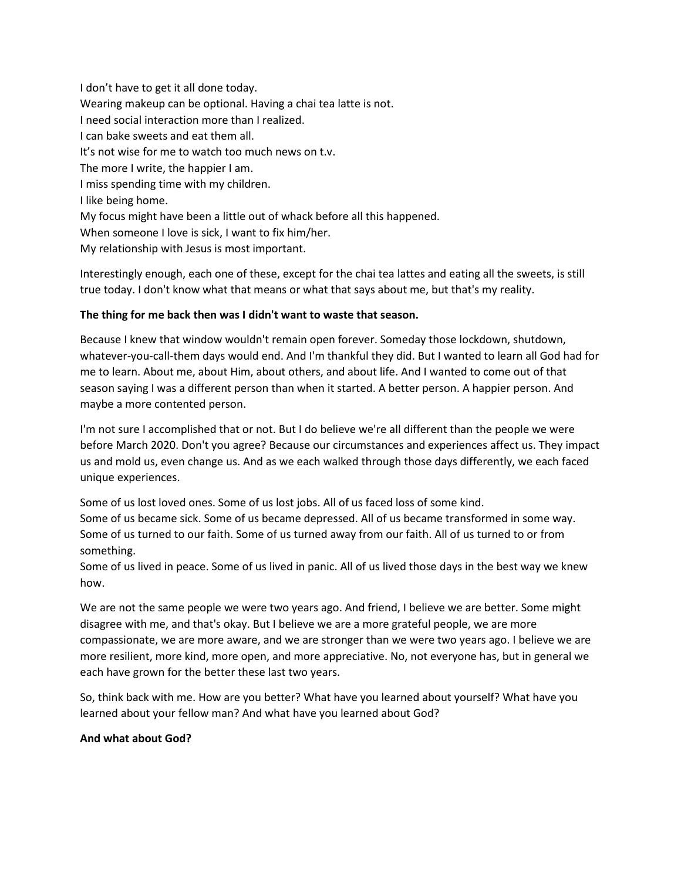I don't have to get it all done today.
Wearing makeup can be optional. Having a chai tea latte is not.
I need social interaction more than I realized.
I can bake sweets and eat them all.
It's not wise for me to watch too much news on t.v.
The more I write, the happier I am.
I miss spending time with my children.
I like being home.
My focus might have been a little out of whack before all this happened.
When someone I love is sick, I want to fix him/her.
My relationship with Jesus is most important.

Interestingly enough, each one of these, except for the chai tea lattes and eating all the sweets, is still true today. I don't know what that means or what that says about me, but that's my reality.

**The thing for me back then was I didn't want to waste that season.**

Because I knew that window wouldn't remain open forever. Someday those lockdown, shutdown, whatever-you-call-them days would end. And I'm thankful they did. But I wanted to learn all God had for me to learn. About me, about Him, about others, and about life. And I wanted to come out of that season saying I was a different person than when it started. A better person. A happier person. And maybe a more contented person.

I'm not sure I accomplished that or not. But I do believe we're all different than the people we were before March 2020. Don't you agree? Because our circumstances and experiences affect us. They impact us and mold us, even change us. And as we each walked through those days differently, we each faced unique experiences.

Some of us lost loved ones. Some of us lost jobs. All of us faced loss of some kind.
Some of us became sick. Some of us became depressed. All of us became transformed in some way.
Some of us turned to our faith. Some of us turned away from our faith. All of us turned to or from something.
Some of us lived in peace. Some of us lived in panic. All of us lived those days in the best way we knew how.

We are not the same people we were two years ago. And friend, I believe we are better. Some might disagree with me, and that's okay. But I believe we are a more grateful people, we are more compassionate, we are more aware, and we are stronger than we were two years ago. I believe we are more resilient, more kind, more open, and more appreciative. No, not everyone has, but in general we each have grown for the better these last two years.

So, think back with me. How are you better? What have you learned about yourself? What have you learned about your fellow man? And what have you learned about God?

**And what about God?**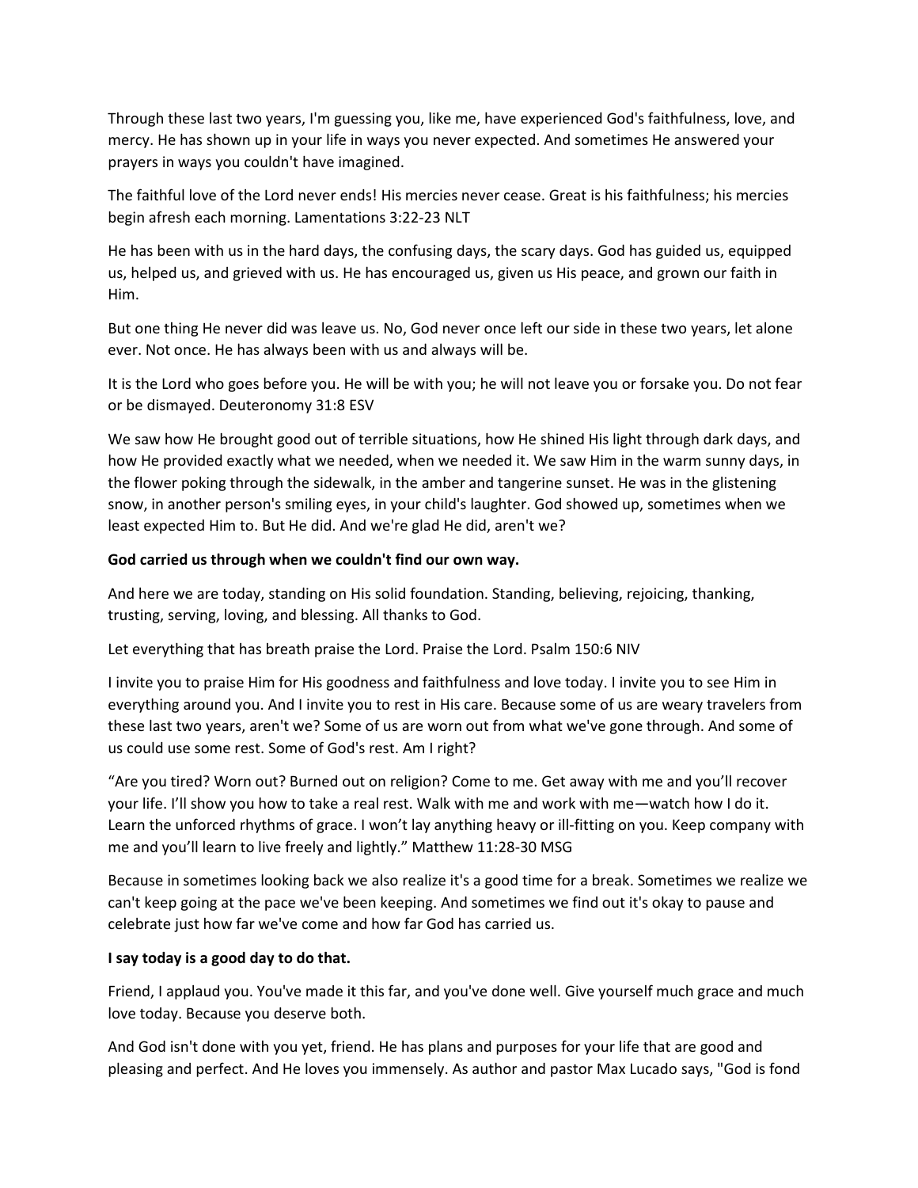Through these last two years, I'm guessing you, like me, have experienced God's faithfulness, love, and mercy. He has shown up in your life in ways you never expected. And sometimes He answered your prayers in ways you couldn't have imagined.

The faithful love of the Lord never ends! His mercies never cease. Great is his faithfulness; his mercies begin afresh each morning. Lamentations 3:22-23 NLT

He has been with us in the hard days, the confusing days, the scary days. God has guided us, equipped us, helped us, and grieved with us. He has encouraged us, given us His peace, and grown our faith in Him.

But one thing He never did was leave us. No, God never once left our side in these two years, let alone ever. Not once. He has always been with us and always will be.

It is the Lord who goes before you. He will be with you; he will not leave you or forsake you. Do not fear or be dismayed. Deuteronomy 31:8 ESV

We saw how He brought good out of terrible situations, how He shined His light through dark days, and how He provided exactly what we needed, when we needed it. We saw Him in the warm sunny days, in the flower poking through the sidewalk, in the amber and tangerine sunset. He was in the glistening snow, in another person's smiling eyes, in your child's laughter. God showed up, sometimes when we least expected Him to. But He did. And we're glad He did, aren't we?

**God carried us through when we couldn't find our own way.**

And here we are today, standing on His solid foundation. Standing, believing, rejoicing, thanking, trusting, serving, loving, and blessing. All thanks to God.

Let everything that has breath praise the Lord. Praise the Lord. Psalm 150:6 NIV

I invite you to praise Him for His goodness and faithfulness and love today. I invite you to see Him in everything around you. And I invite you to rest in His care. Because some of us are weary travelers from these last two years, aren't we? Some of us are worn out from what we've gone through. And some of us could use some rest. Some of God's rest. Am I right?

"Are you tired? Worn out? Burned out on religion? Come to me. Get away with me and you'll recover your life. I'll show you how to take a real rest. Walk with me and work with me—watch how I do it. Learn the unforced rhythms of grace. I won't lay anything heavy or ill-fitting on you. Keep company with me and you'll learn to live freely and lightly." Matthew 11:28-30 MSG

Because in sometimes looking back we also realize it's a good time for a break. Sometimes we realize we can't keep going at the pace we've been keeping. And sometimes we find out it's okay to pause and celebrate just how far we've come and how far God has carried us.

**I say today is a good day to do that.**

Friend, I applaud you. You've made it this far, and you've done well. Give yourself much grace and much love today. Because you deserve both.

And God isn't done with you yet, friend. He has plans and purposes for your life that are good and pleasing and perfect. And He loves you immensely. As author and pastor Max Lucado says, "God is fond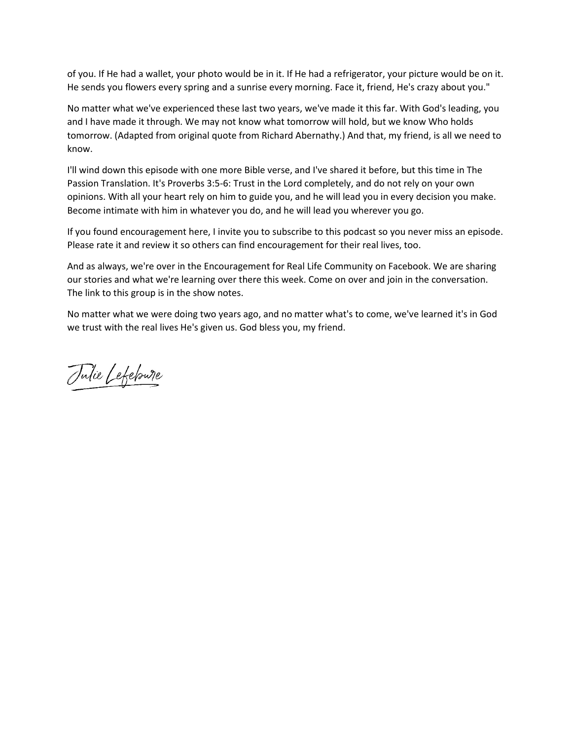of you. If He had a wallet, your photo would be in it. If He had a refrigerator, your picture would be on it. He sends you flowers every spring and a sunrise every morning. Face it, friend, He's crazy about you."

No matter what we've experienced these last two years, we've made it this far. With God's leading, you and I have made it through. We may not know what tomorrow will hold, but we know Who holds tomorrow. (Adapted from original quote from Richard Abernathy.) And that, my friend, is all we need to know.

I'll wind down this episode with one more Bible verse, and I've shared it before, but this time in The Passion Translation. It's Proverbs 3:5-6: Trust in the Lord completely, and do not rely on your own opinions. With all your heart rely on him to guide you, and he will lead you in every decision you make. Become intimate with him in whatever you do, and he will lead you wherever you go.

If you found encouragement here, I invite you to subscribe to this podcast so you never miss an episode. Please rate it and review it so others can find encouragement for their real lives, too.

And as always, we're over in the Encouragement for Real Life Community on Facebook. We are sharing our stories and what we're learning over there this week. Come on over and join in the conversation. The link to this group is in the show notes.

No matter what we were doing two years ago, and no matter what's to come, we've learned it's in God we trust with the real lives He's given us. God bless you, my friend.

Julie Lefebure